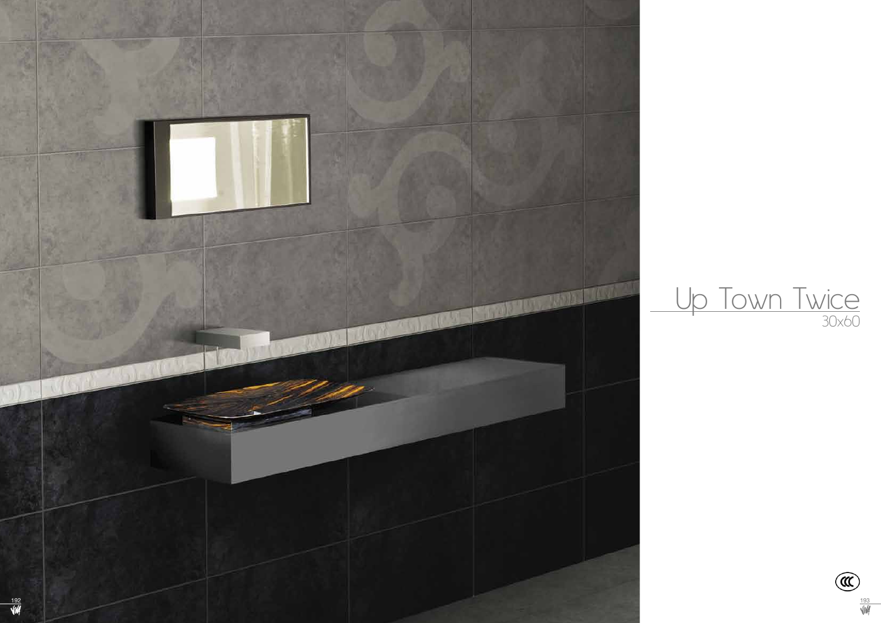# Up Town Twice

30x60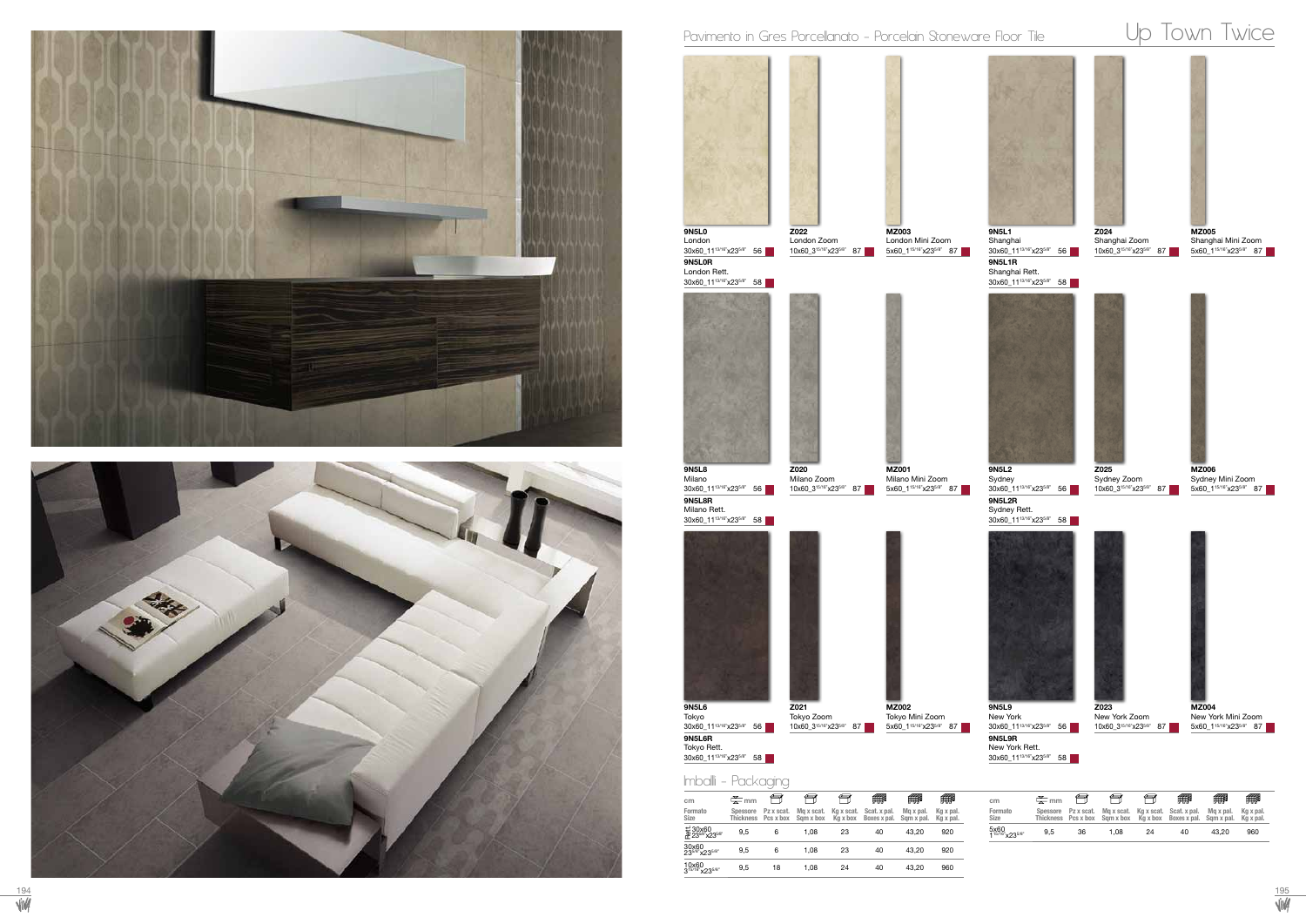# Up Town Twice

## Pavimento in Gres Porcellanato - Porcelain Stoneware Floor Tile

**9N5L0**
London
30x60_11$^{13/16}$"x23$^{5/8}$" 56

**9N5L0R**
London Rett.
30x60_11$^{13/16}$"x23$^{5/8}$" 58

**Z022**
London Zoom
10x60_3$^{15/16}$"x23$^{5/8}$" 87

**MZ003**
London Mini Zoom
5x60_1$^{15/16}$"x23$^{5/8}$" 87

**9N5L1**
Shanghai
30x60_11$^{13/16}$"x23$^{5/8}$" 56

**9N5L1R**
Shanghai Rett.
30x60_11$^{13/16}$"x23$^{5/8}$" 58

**Z024**
Shanghai Zoom
10x60_3$^{15/16}$"x23$^{5/8}$" 87

**MZ005**
Shanghai Mini Zoom
5x60_1$^{15/16}$"x23$^{5/8}$" 87

**9N5L8**
Milano
30x60_11$^{13/16}$"x23$^{5/8}$" 56

**9N5L8R**
Milano Rett.
30x60_11$^{13/16}$"x23$^{5/8}$" 58

**Z020**
Milano Zoom
10x60_3$^{15/16}$"x23$^{5/8}$" 87

**MZ001**
Milano Mini Zoom
5x60_1$^{15/16}$"x23$^{5/8}$" 87

**9N5L2**
Sydney
30x60_11$^{13/16}$"x23$^{5/8}$" 56

**9N5L2R**
Sydney Rett.
30x60_11$^{13/16}$"x23$^{5/8}$" 58

**Z025**
Sydney Zoom
10x60_3$^{15/16}$"x23$^{5/8}$" 87

**MZ006**
Sydney Mini Zoom
5x60_1$^{15/16}$"x23$^{5/8}$" 87

**9N5L6**
Tokyo
30x60_11$^{13/16}$"x23$^{5/8}$" 56

**9N5L6R**
Tokyo Rett.
30x60_11$^{13/16}$"x23$^{5/8}$" 58

**Z021**
Tokyo Zoom
10x60_3$^{15/16}$"x23$^{5/8}$" 87

**MZ002**
Tokyo Mini Zoom
5x60_1$^{15/16}$"x23$^{5/8}$" 87

**9N5L9**
New York
30x60_11$^{13/16}$"x23$^{5/8}$" 56

**9N5L9R**
New York Rett.
30x60_11$^{13/16}$"x23$^{5/8}$" 58

**Z023**
New York Zoom
10x60_3$^{15/16}$"x23$^{5/8}$" 87

**MZ004**
New York Mini Zoom
5x60_1$^{15/16}$"x23$^{5/8}$" 87

## Imballi - Packaging

| cm Formato Size | mm Spessore Thickness | Pz x scat. Pcs x box | Mq x scat. Sqm x box | Kg x scat. Kg x box | Scat. x pal. Boxes x pal. | Mq x pal. Sqm x pal. | Kg x pal. Kg x pal. |
|---|---|---|---|---|---|---|---|
| Rett. 30x60 23$^{5/8}$"x23$^{5/8}$" | 9,5 | 6 | 1,08 | 23 | 40 | 43,20 | 920 |
| 30x60 23$^{5/8}$"x23$^{5/8}$" | 9,5 | 6 | 1,08 | 23 | 40 | 43,20 | 920 |
| 10x60 3$^{15/16}$"x23$^{5/8}$" | 9,5 | 18 | 1,08 | 24 | 40 | 43,20 | 960 |
| 5x60 1$^{15/16}$"x23$^{5/8}$" | 9,5 | 36 | 1,08 | 24 | 40 | 43,20 | 960 |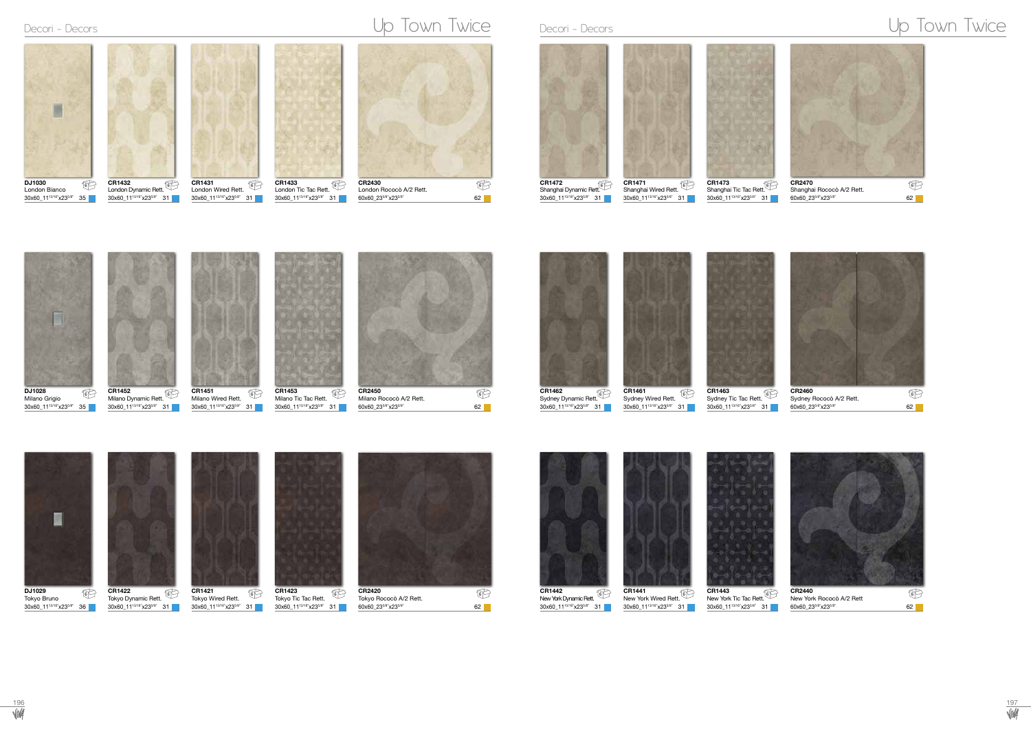## Decori - Decors

# Up Town Twice

| Code | Name | Size | |
|---|---|---|---|
| DJ1030 | London Bianco | 30x60_11$^{13/16''}$x23$^{5/8''}$ | 35 |
| CR1432 | London Dynamic Rett. | 30x60_11$^{13/16''}$x23$^{5/8''}$ | 31 |
| CR1431 | London Wired Rett. | 30x60_11$^{13/16''}$x23$^{5/8''}$ | 31 |
| CR1433 | London Tic Tac Rett. | 30x60_11$^{13/16''}$x23$^{5/8''}$ | 31 |
| CR2430 | London Rococò A/2 Rett. | 60x60_23$^{5/8''}$x23$^{5/8''}$ | 62 |
| DJ1028 | Milano Grigio | 30x60_11$^{13/16''}$x23$^{5/8''}$ | 35 |
| CR1452 | Milano Dynamic Rett. | 30x60_11$^{13/16''}$x23$^{5/8''}$ | 31 |
| CR1451 | Milano Wired Rett. | 30x60_11$^{13/16''}$x23$^{5/8''}$ | 31 |
| CR1453 | Milano Tic Tac Rett. | 30x60_11$^{13/16''}$x23$^{5/8''}$ | 31 |
| CR2450 | Milano Rococò A/2 Rett. | 60x60_23$^{5/8''}$x23$^{5/8''}$ | 62 |
| DJ1029 | Tokyo Bruno | 30x60_11$^{13/16''}$x23$^{5/8''}$ | 36 |
| CR1422 | Tokyo Dynamic Rett. | 30x60_11$^{13/16''}$x23$^{5/8''}$ | 31 |
| CR1421 | Tokyo Wired Rett. | 30x60_11$^{13/16''}$x23$^{5/8''}$ | 31 |
| CR1423 | Tokyo Tic Tac Rett. | 30x60_11$^{13/16''}$x23$^{5/8''}$ | 31 |
| CR2420 | Tokyo Rococò A/2 Rett. | 60x60_23$^{5/8''}$x23$^{5/8''}$ | 62 |

## Decori - Decors

# Up Town Twice

| Code | Name | Size | |
|---|---|---|---|
| CR1472 | Shanghai Dynamic Rett. | 30x60_11$^{13/16''}$x23$^{5/8''}$ | 31 |
| CR1471 | Shanghai Wired Rett. | 30x60_11$^{13/16''}$x23$^{5/8''}$ | 31 |
| CR1473 | Shanghai Tic Tac Rett. | 30x60_11$^{13/16''}$x23$^{5/8''}$ | 31 |
| CR2470 | Shanghai Rococò A/2 Rett. | 60x60_23$^{5/8''}$x23$^{5/8''}$ | 62 |
| CR1462 | Sydney Dynamic Rett. | 30x60_11$^{13/16''}$x23$^{5/8''}$ | 31 |
| CR1461 | Sydney Wired Rett. | 30x60_11$^{13/16''}$x23$^{5/8''}$ | 31 |
| CR1463 | Sydney Tic Tac Rett. | 30x60_11$^{13/16''}$x23$^{5/8''}$ | 31 |
| CR2460 | Sydney Rococò A/2 Rett. | 60x60_23$^{5/8''}$x23$^{5/8''}$ | 62 |
| CR1442 | New York Dynamic Rett. | 30x60_11$^{13/16''}$x23$^{5/8''}$ | 31 |
| CR1441 | New York Wired Rett. | 30x60_11$^{13/16''}$x23$^{5/8''}$ | 31 |
| CR1443 | New York Tic Tac Rett. | 30x60_11$^{13/16''}$x23$^{5/8''}$ | 31 |
| CR2440 | New York Rococò A/2 Rett | 60x60_23$^{5/8''}$x23$^{5/8''}$ | 62 |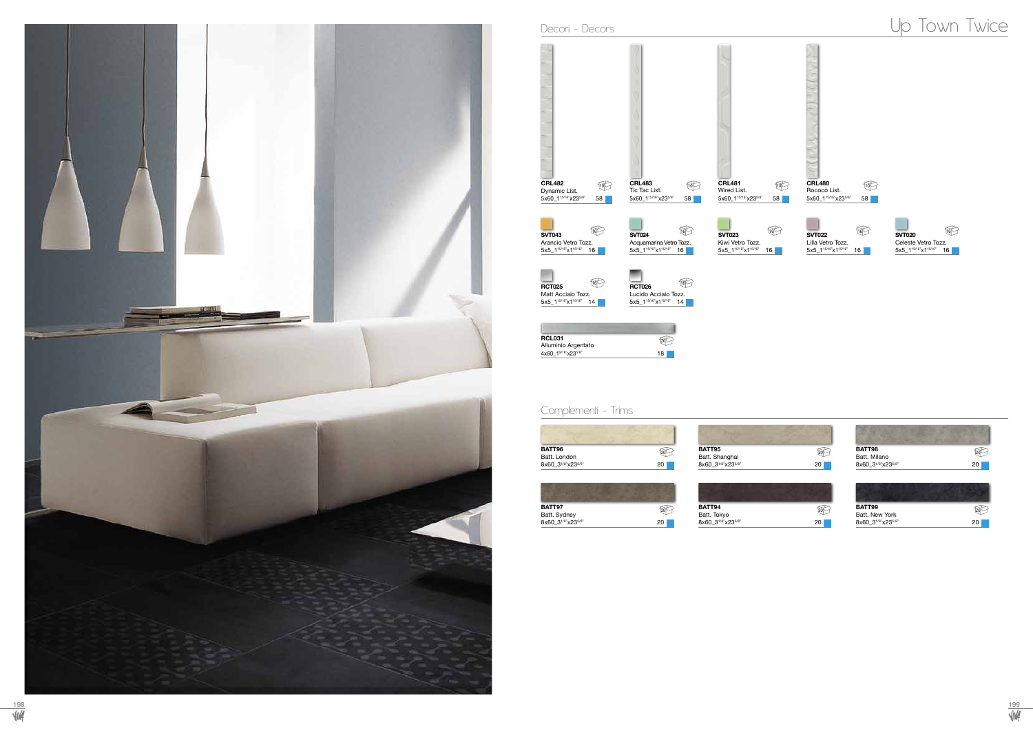# Up Town Twice

## Decori - Decors

**CRL482**
Dynamic List.
5x60_1 15/16"x23 5/8" 58

**CRL483**
Tic Tac List.
5x60_1 15/16"x23 5/8" 58

**CRL481**
Wired List.
5x60_1 15/16"x23 5/8" 58

**CRL480**
Rococò List.
5x60_1 15/16"x23 5/8" 58

**SVT043**
Arancio Vetro Tozz.
5x5_1 15/16"x1 15/16" 16

**SVT024**
Acquamarina Vetro Tozz.
5x5_1 15/16"x1 15/16" 16

**SVT023**
Kiwi Vetro Tozz.
5x5_1 15/16"x1 15/16" 16

**SVT022**
Lilla Vetro Tozz.
5x5_1 15/16"x1 15/16" 16

**SVT020**
Celeste Vetro Tozz.
5x5_1 15/16"x1 15/16" 16

**RCT025**
Matt Acciaio Tozz.
5x5_1 15/16"x1 15/16" 14

**RCT026**
Lucido Acciaio Tozz.
5x5_1 15/16"x1 15/16" 14

**RCL031**
Alluminio Argentato
4x60_1 9/16"x23 5/8" 18

## Complementi - Trims

**BATT96**
Batt. London
8x60_3 1/8"x23 5/8" 20

**BATT95**
Batt. Shanghai
8x60_3 1/8"x23 5/8" 20

**BATT98**
Batt. Milano
8x60_3 1/8"x23 5/8" 20

**BATT97**
Batt. Sydney
8x60_3 1/8"x23 5/8" 20

**BATT94**
Batt. Tokyo
8x60_3 1/8"x23 5/8" 20

**BATT99**
Batt. New York
8x60_3 1/8"x23 5/8" 20